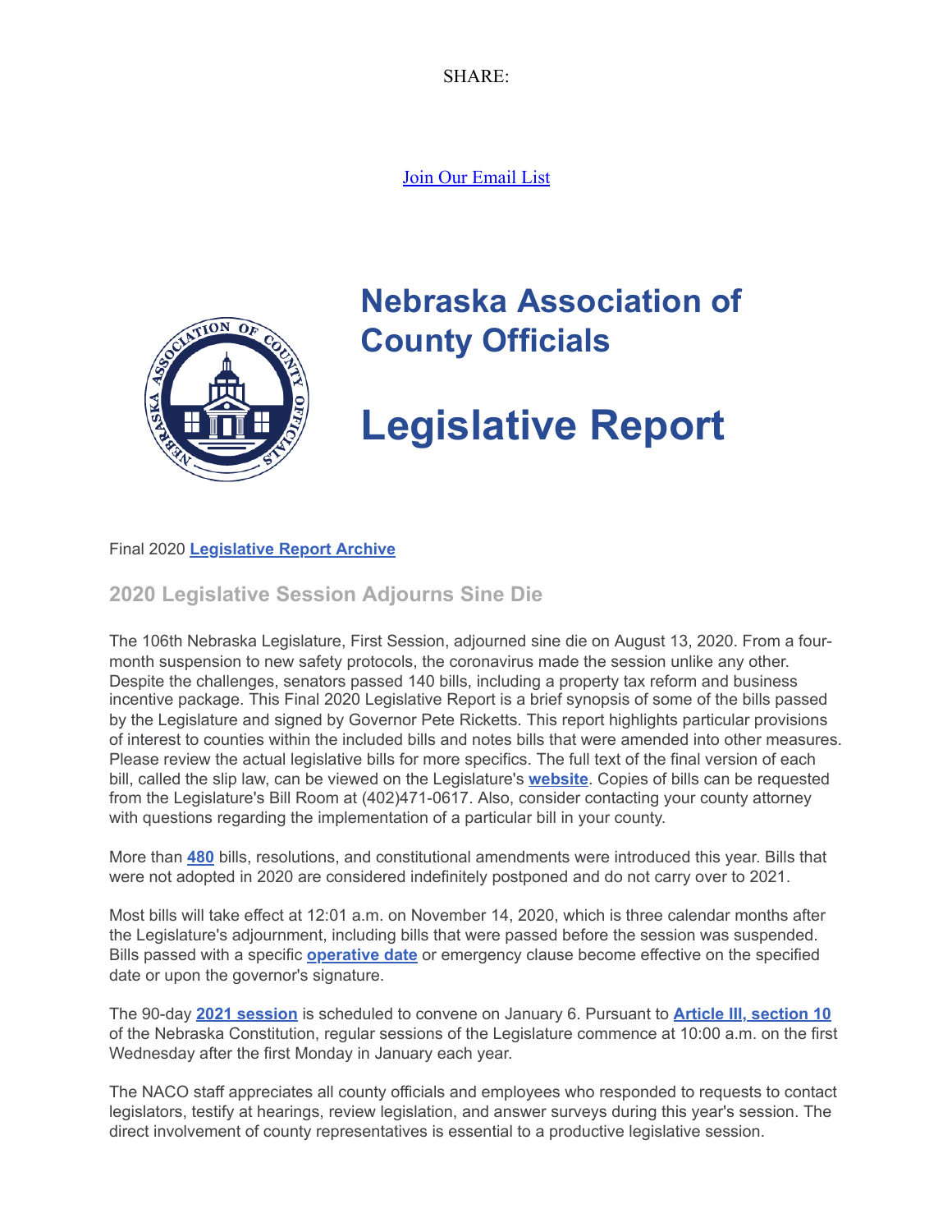SHARE:

Join Our Email List

# Nebraska Association of County Officials

# Legislative Report

Final 2020 **Legislative Report Archive**

## 2020 Legislative Session Adjourns Sine Die

The 106th Nebraska Legislature, First Session, adjourned sine die on August 13, 2020. From a four-month suspension to new safety protocols, the coronavirus made the session unlike any other. Despite the challenges, senators passed 140 bills, including a property tax reform and business incentive package. This Final 2020 Legislative Report is a brief synopsis of some of the bills passed by the Legislature and signed by Governor Pete Ricketts. This report highlights particular provisions of interest to counties within the included bills and notes bills that were amended into other measures. Please review the actual legislative bills for more specifics. The full text of the final version of each bill, called the slip law, can be viewed on the Legislature's **website**. Copies of bills can be requested from the Legislature's Bill Room at (402)471-0617. Also, consider contacting your county attorney with questions regarding the implementation of a particular bill in your county.

More than **480** bills, resolutions, and constitutional amendments were introduced this year. Bills that were not adopted in 2020 are considered indefinitely postponed and do not carry over to 2021.

Most bills will take effect at 12:01 a.m. on November 14, 2020, which is three calendar months after the Legislature's adjournment, including bills that were passed before the session was suspended. Bills passed with a specific **operative date** or emergency clause become effective on the specified date or upon the governor's signature.

The 90-day **2021 session** is scheduled to convene on January 6. Pursuant to **Article III, section 10** of the Nebraska Constitution, regular sessions of the Legislature commence at 10:00 a.m. on the first Wednesday after the first Monday in January each year.

The NACO staff appreciates all county officials and employees who responded to requests to contact legislators, testify at hearings, review legislation, and answer surveys during this year's session. The direct involvement of county representatives is essential to a productive legislative session.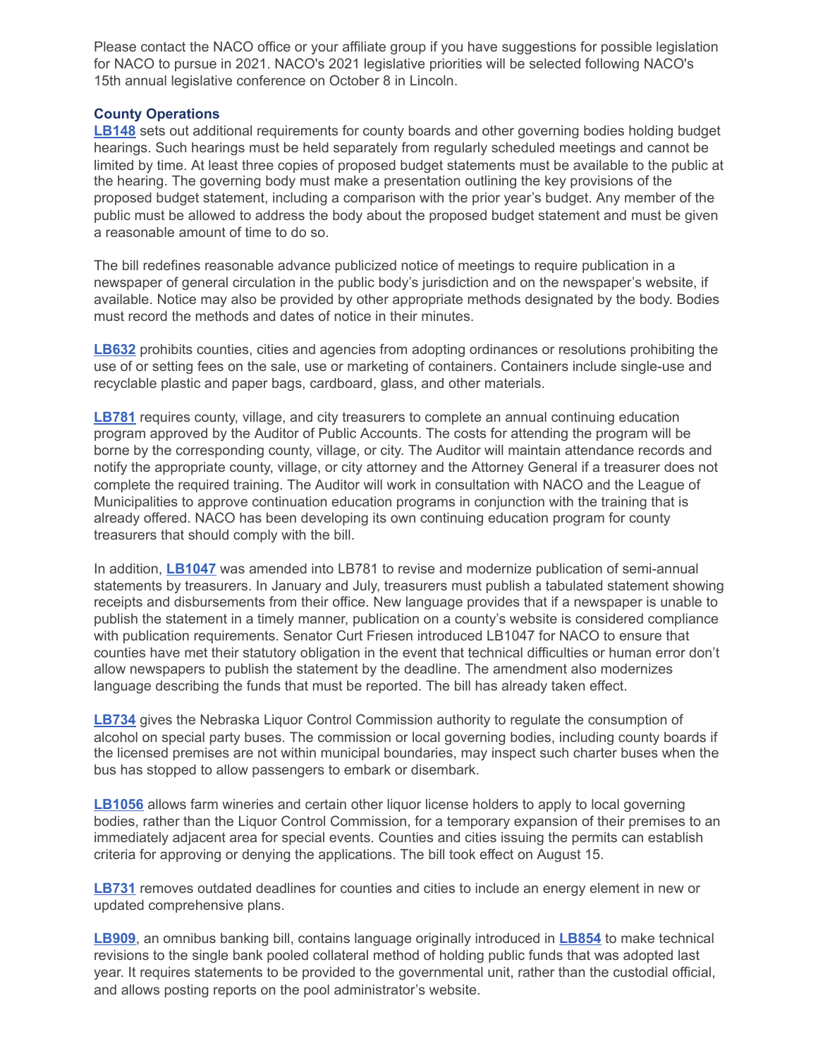Please contact the NACO office or your affiliate group if you have suggestions for possible legislation for NACO to pursue in 2021. NACO's 2021 legislative priorities will be selected following NACO's 15th annual legislative conference on October 8 in Lincoln.

### County Operations

**LB148** sets out additional requirements for county boards and other governing bodies holding budget hearings. Such hearings must be held separately from regularly scheduled meetings and cannot be limited by time. At least three copies of proposed budget statements must be available to the public at the hearing. The governing body must make a presentation outlining the key provisions of the proposed budget statement, including a comparison with the prior year's budget. Any member of the public must be allowed to address the body about the proposed budget statement and must be given a reasonable amount of time to do so.

The bill redefines reasonable advance publicized notice of meetings to require publication in a newspaper of general circulation in the public body's jurisdiction and on the newspaper's website, if available. Notice may also be provided by other appropriate methods designated by the body. Bodies must record the methods and dates of notice in their minutes.

**LB632** prohibits counties, cities and agencies from adopting ordinances or resolutions prohibiting the use of or setting fees on the sale, use or marketing of containers. Containers include single-use and recyclable plastic and paper bags, cardboard, glass, and other materials.

**LB781** requires county, village, and city treasurers to complete an annual continuing education program approved by the Auditor of Public Accounts. The costs for attending the program will be borne by the corresponding county, village, or city. The Auditor will maintain attendance records and notify the appropriate county, village, or city attorney and the Attorney General if a treasurer does not complete the required training. The Auditor will work in consultation with NACO and the League of Municipalities to approve continuation education programs in conjunction with the training that is already offered. NACO has been developing its own continuing education program for county treasurers that should comply with the bill.

In addition, **LB1047** was amended into LB781 to revise and modernize publication of semi-annual statements by treasurers. In January and July, treasurers must publish a tabulated statement showing receipts and disbursements from their office. New language provides that if a newspaper is unable to publish the statement in a timely manner, publication on a county's website is considered compliance with publication requirements. Senator Curt Friesen introduced LB1047 for NACO to ensure that counties have met their statutory obligation in the event that technical difficulties or human error don't allow newspapers to publish the statement by the deadline. The amendment also modernizes language describing the funds that must be reported. The bill has already taken effect.

**LB734** gives the Nebraska Liquor Control Commission authority to regulate the consumption of alcohol on special party buses. The commission or local governing bodies, including county boards if the licensed premises are not within municipal boundaries, may inspect such charter buses when the bus has stopped to allow passengers to embark or disembark.

**LB1056** allows farm wineries and certain other liquor license holders to apply to local governing bodies, rather than the Liquor Control Commission, for a temporary expansion of their premises to an immediately adjacent area for special events. Counties and cities issuing the permits can establish criteria for approving or denying the applications. The bill took effect on August 15.

**LB731** removes outdated deadlines for counties and cities to include an energy element in new or updated comprehensive plans.

**LB909**, an omnibus banking bill, contains language originally introduced in **LB854** to make technical revisions to the single bank pooled collateral method of holding public funds that was adopted last year. It requires statements to be provided to the governmental unit, rather than the custodial official, and allows posting reports on the pool administrator's website.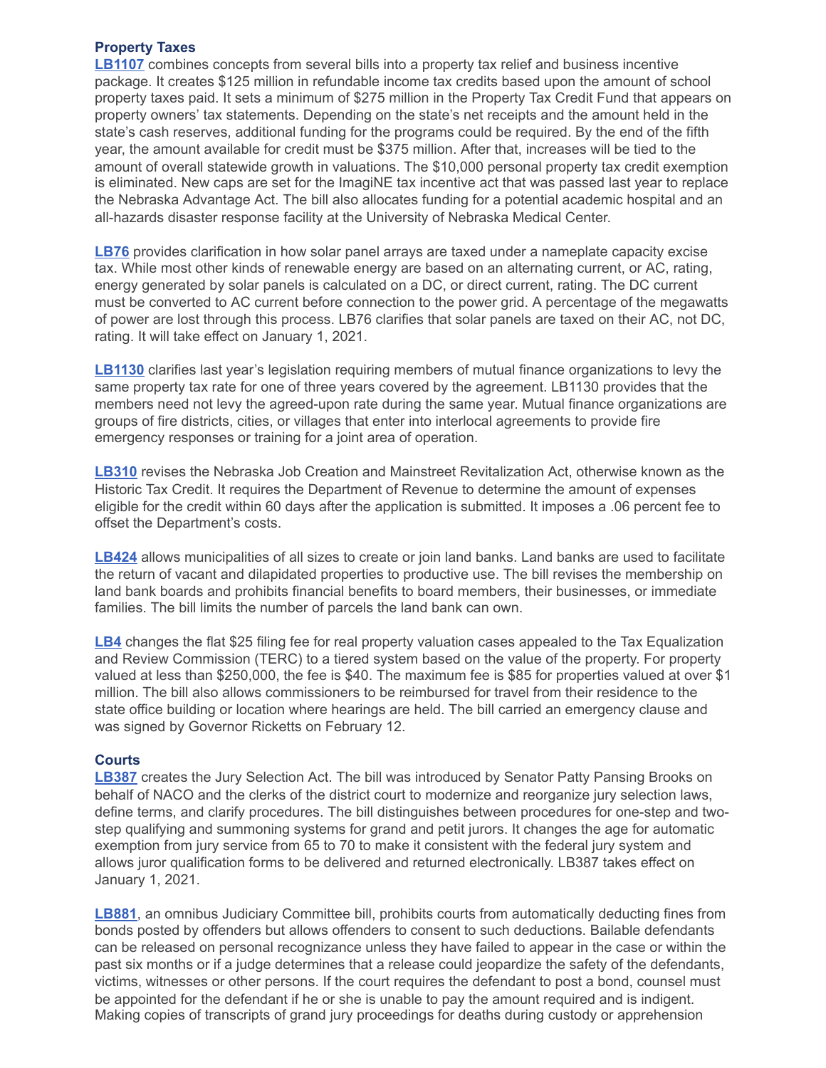### Property Taxes

**LB1107** combines concepts from several bills into a property tax relief and business incentive package. It creates $125 million in refundable income tax credits based upon the amount of school property taxes paid. It sets a minimum of $275 million in the Property Tax Credit Fund that appears on property owners' tax statements. Depending on the state's net receipts and the amount held in the state's cash reserves, additional funding for the programs could be required. By the end of the fifth year, the amount available for credit must be $375 million. After that, increases will be tied to the amount of overall statewide growth in valuations. The $10,000 personal property tax credit exemption is eliminated. New caps are set for the ImagiNE tax incentive act that was passed last year to replace the Nebraska Advantage Act. The bill also allocates funding for a potential academic hospital and an all-hazards disaster response facility at the University of Nebraska Medical Center.

**LB76** provides clarification in how solar panel arrays are taxed under a nameplate capacity excise tax. While most other kinds of renewable energy are based on an alternating current, or AC, rating, energy generated by solar panels is calculated on a DC, or direct current, rating. The DC current must be converted to AC current before connection to the power grid. A percentage of the megawatts of power are lost through this process. LB76 clarifies that solar panels are taxed on their AC, not DC, rating. It will take effect on January 1, 2021.

**LB1130** clarifies last year's legislation requiring members of mutual finance organizations to levy the same property tax rate for one of three years covered by the agreement. LB1130 provides that the members need not levy the agreed-upon rate during the same year. Mutual finance organizations are groups of fire districts, cities, or villages that enter into interlocal agreements to provide fire emergency responses or training for a joint area of operation.

**LB310** revises the Nebraska Job Creation and Mainstreet Revitalization Act, otherwise known as the Historic Tax Credit. It requires the Department of Revenue to determine the amount of expenses eligible for the credit within 60 days after the application is submitted. It imposes a .06 percent fee to offset the Department's costs.

**LB424** allows municipalities of all sizes to create or join land banks. Land banks are used to facilitate the return of vacant and dilapidated properties to productive use. The bill revises the membership on land bank boards and prohibits financial benefits to board members, their businesses, or immediate families. The bill limits the number of parcels the land bank can own.

**LB4** changes the flat $25 filing fee for real property valuation cases appealed to the Tax Equalization and Review Commission (TERC) to a tiered system based on the value of the property. For property valued at less than $250,000, the fee is $40. The maximum fee is $85 for properties valued at over $1 million. The bill also allows commissioners to be reimbursed for travel from their residence to the state office building or location where hearings are held. The bill carried an emergency clause and was signed by Governor Ricketts on February 12.

### Courts

**LB387** creates the Jury Selection Act. The bill was introduced by Senator Patty Pansing Brooks on behalf of NACO and the clerks of the district court to modernize and reorganize jury selection laws, define terms, and clarify procedures. The bill distinguishes between procedures for one-step and two-step qualifying and summoning systems for grand and petit jurors. It changes the age for automatic exemption from jury service from 65 to 70 to make it consistent with the federal jury system and allows juror qualification forms to be delivered and returned electronically. LB387 takes effect on January 1, 2021.

**LB881**, an omnibus Judiciary Committee bill, prohibits courts from automatically deducting fines from bonds posted by offenders but allows offenders to consent to such deductions. Bailable defendants can be released on personal recognizance unless they have failed to appear in the case or within the past six months or if a judge determines that a release could jeopardize the safety of the defendants, victims, witnesses or other persons. If the court requires the defendant to post a bond, counsel must be appointed for the defendant if he or she is unable to pay the amount required and is indigent. Making copies of transcripts of grand jury proceedings for deaths during custody or apprehension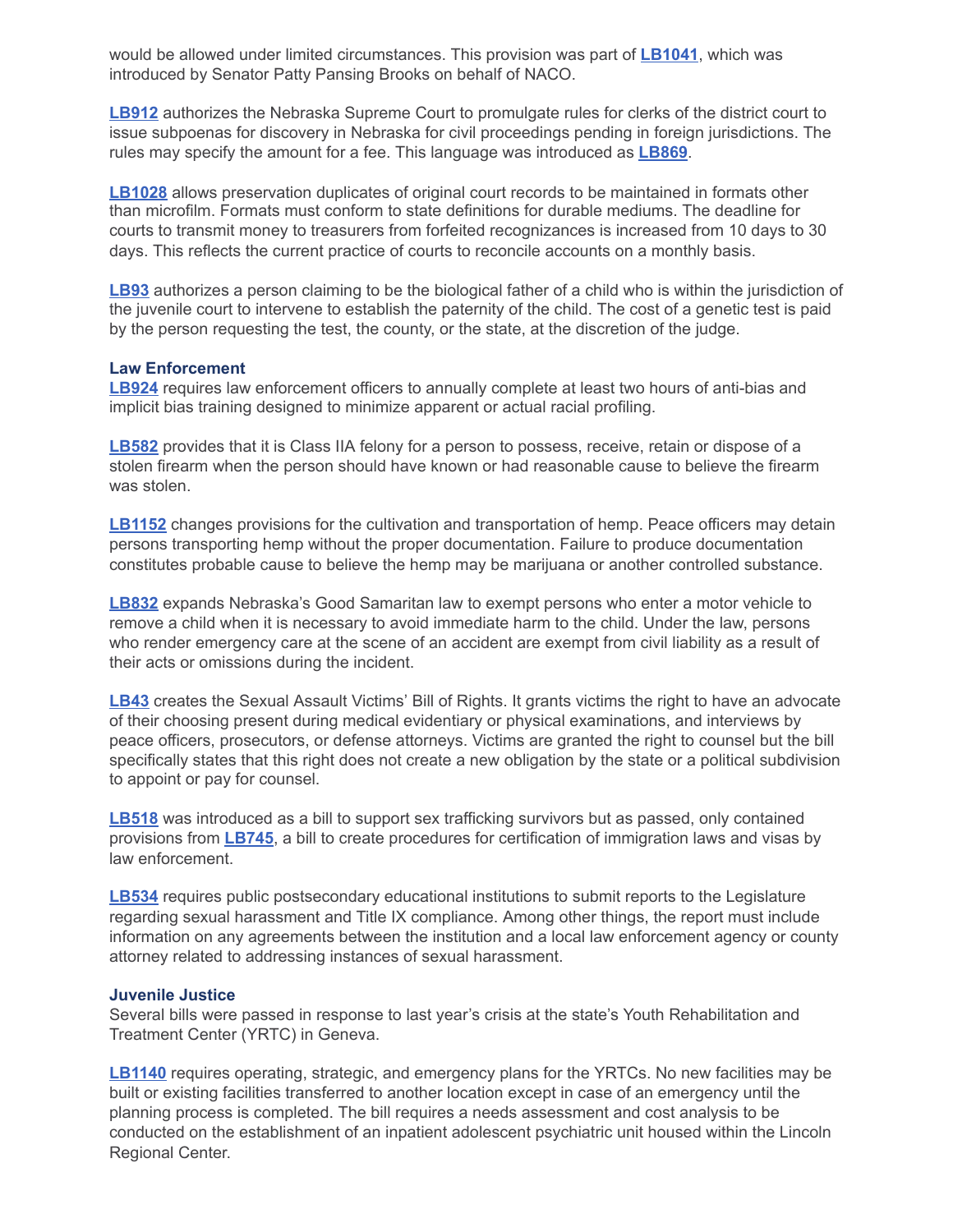would be allowed under limited circumstances. This provision was part of **LB1041**, which was introduced by Senator Patty Pansing Brooks on behalf of NACO.

**LB912** authorizes the Nebraska Supreme Court to promulgate rules for clerks of the district court to issue subpoenas for discovery in Nebraska for civil proceedings pending in foreign jurisdictions. The rules may specify the amount for a fee. This language was introduced as **LB869**.

**LB1028** allows preservation duplicates of original court records to be maintained in formats other than microfilm. Formats must conform to state definitions for durable mediums. The deadline for courts to transmit money to treasurers from forfeited recognizances is increased from 10 days to 30 days. This reflects the current practice of courts to reconcile accounts on a monthly basis.

**LB93** authorizes a person claiming to be the biological father of a child who is within the jurisdiction of the juvenile court to intervene to establish the paternity of the child. The cost of a genetic test is paid by the person requesting the test, the county, or the state, at the discretion of the judge.

### Law Enforcement

**LB924** requires law enforcement officers to annually complete at least two hours of anti-bias and implicit bias training designed to minimize apparent or actual racial profiling.

**LB582** provides that it is Class IIA felony for a person to possess, receive, retain or dispose of a stolen firearm when the person should have known or had reasonable cause to believe the firearm was stolen.

**LB1152** changes provisions for the cultivation and transportation of hemp. Peace officers may detain persons transporting hemp without the proper documentation. Failure to produce documentation constitutes probable cause to believe the hemp may be marijuana or another controlled substance.

**LB832** expands Nebraska's Good Samaritan law to exempt persons who enter a motor vehicle to remove a child when it is necessary to avoid immediate harm to the child. Under the law, persons who render emergency care at the scene of an accident are exempt from civil liability as a result of their acts or omissions during the incident.

**LB43** creates the Sexual Assault Victims' Bill of Rights. It grants victims the right to have an advocate of their choosing present during medical evidentiary or physical examinations, and interviews by peace officers, prosecutors, or defense attorneys. Victims are granted the right to counsel but the bill specifically states that this right does not create a new obligation by the state or a political subdivision to appoint or pay for counsel.

**LB518** was introduced as a bill to support sex trafficking survivors but as passed, only contained provisions from **LB745**, a bill to create procedures for certification of immigration laws and visas by law enforcement.

**LB534** requires public postsecondary educational institutions to submit reports to the Legislature regarding sexual harassment and Title IX compliance. Among other things, the report must include information on any agreements between the institution and a local law enforcement agency or county attorney related to addressing instances of sexual harassment.

### Juvenile Justice

Several bills were passed in response to last year's crisis at the state's Youth Rehabilitation and Treatment Center (YRTC) in Geneva.

**LB1140** requires operating, strategic, and emergency plans for the YRTCs. No new facilities may be built or existing facilities transferred to another location except in case of an emergency until the planning process is completed. The bill requires a needs assessment and cost analysis to be conducted on the establishment of an inpatient adolescent psychiatric unit housed within the Lincoln Regional Center.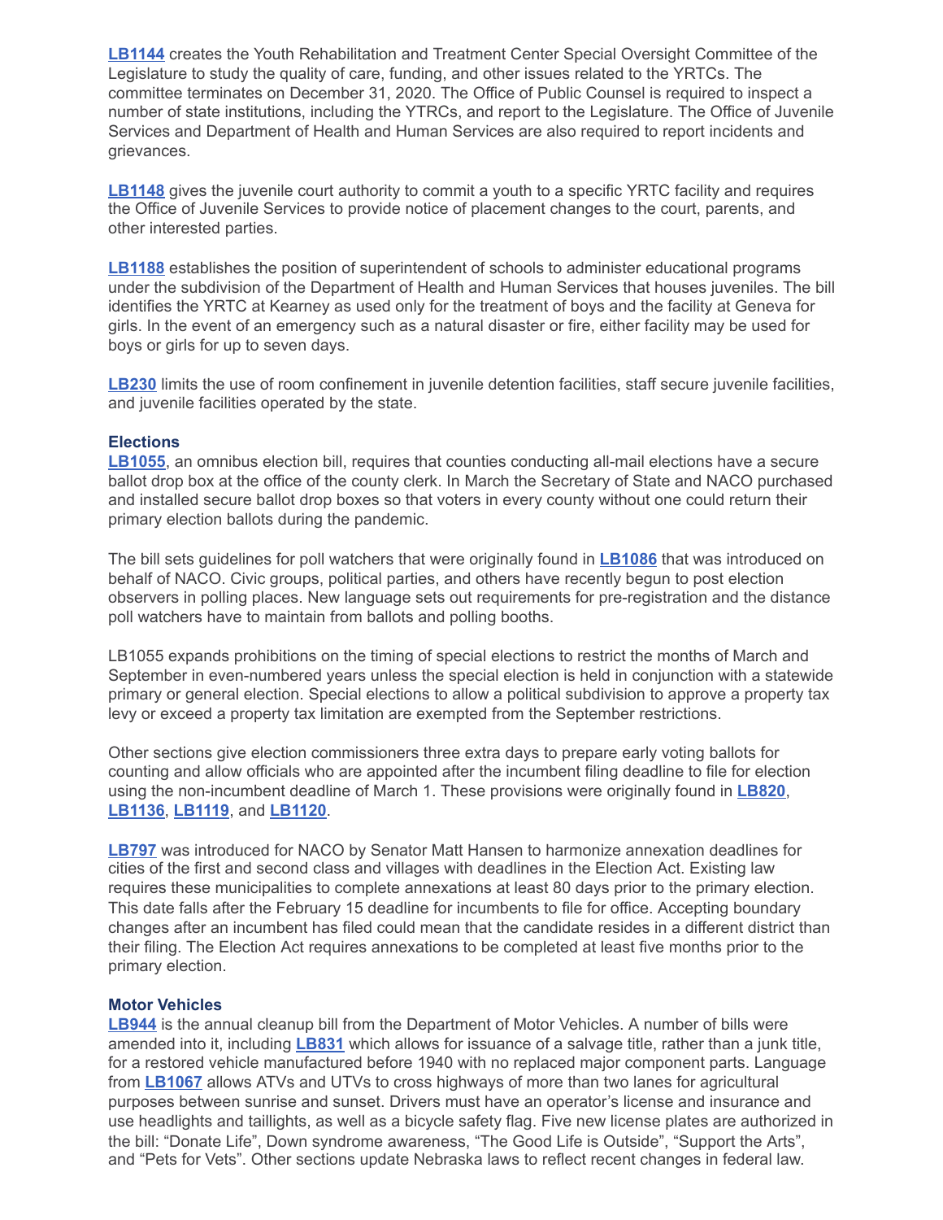**LB1144** creates the Youth Rehabilitation and Treatment Center Special Oversight Committee of the Legislature to study the quality of care, funding, and other issues related to the YRTCs. The committee terminates on December 31, 2020. The Office of Public Counsel is required to inspect a number of state institutions, including the YTRCs, and report to the Legislature. The Office of Juvenile Services and Department of Health and Human Services are also required to report incidents and grievances.

**LB1148** gives the juvenile court authority to commit a youth to a specific YRTC facility and requires the Office of Juvenile Services to provide notice of placement changes to the court, parents, and other interested parties.

**LB1188** establishes the position of superintendent of schools to administer educational programs under the subdivision of the Department of Health and Human Services that houses juveniles. The bill identifies the YRTC at Kearney as used only for the treatment of boys and the facility at Geneva for girls. In the event of an emergency such as a natural disaster or fire, either facility may be used for boys or girls for up to seven days.

**LB230** limits the use of room confinement in juvenile detention facilities, staff secure juvenile facilities, and juvenile facilities operated by the state.

### Elections

**LB1055**, an omnibus election bill, requires that counties conducting all-mail elections have a secure ballot drop box at the office of the county clerk. In March the Secretary of State and NACO purchased and installed secure ballot drop boxes so that voters in every county without one could return their primary election ballots during the pandemic.

The bill sets guidelines for poll watchers that were originally found in **LB1086** that was introduced on behalf of NACO. Civic groups, political parties, and others have recently begun to post election observers in polling places. New language sets out requirements for pre-registration and the distance poll watchers have to maintain from ballots and polling booths.

LB1055 expands prohibitions on the timing of special elections to restrict the months of March and September in even-numbered years unless the special election is held in conjunction with a statewide primary or general election. Special elections to allow a political subdivision to approve a property tax levy or exceed a property tax limitation are exempted from the September restrictions.

Other sections give election commissioners three extra days to prepare early voting ballots for counting and allow officials who are appointed after the incumbent filing deadline to file for election using the non-incumbent deadline of March 1. These provisions were originally found in **LB820**, **LB1136**, **LB1119**, and **LB1120**.

**LB797** was introduced for NACO by Senator Matt Hansen to harmonize annexation deadlines for cities of the first and second class and villages with deadlines in the Election Act. Existing law requires these municipalities to complete annexations at least 80 days prior to the primary election. This date falls after the February 15 deadline for incumbents to file for office. Accepting boundary changes after an incumbent has filed could mean that the candidate resides in a different district than their filing. The Election Act requires annexations to be completed at least five months prior to the primary election.

### Motor Vehicles

**LB944** is the annual cleanup bill from the Department of Motor Vehicles. A number of bills were amended into it, including **LB831** which allows for issuance of a salvage title, rather than a junk title, for a restored vehicle manufactured before 1940 with no replaced major component parts. Language from **LB1067** allows ATVs and UTVs to cross highways of more than two lanes for agricultural purposes between sunrise and sunset. Drivers must have an operator's license and insurance and use headlights and taillights, as well as a bicycle safety flag. Five new license plates are authorized in the bill: "Donate Life", Down syndrome awareness, "The Good Life is Outside", "Support the Arts", and "Pets for Vets". Other sections update Nebraska laws to reflect recent changes in federal law.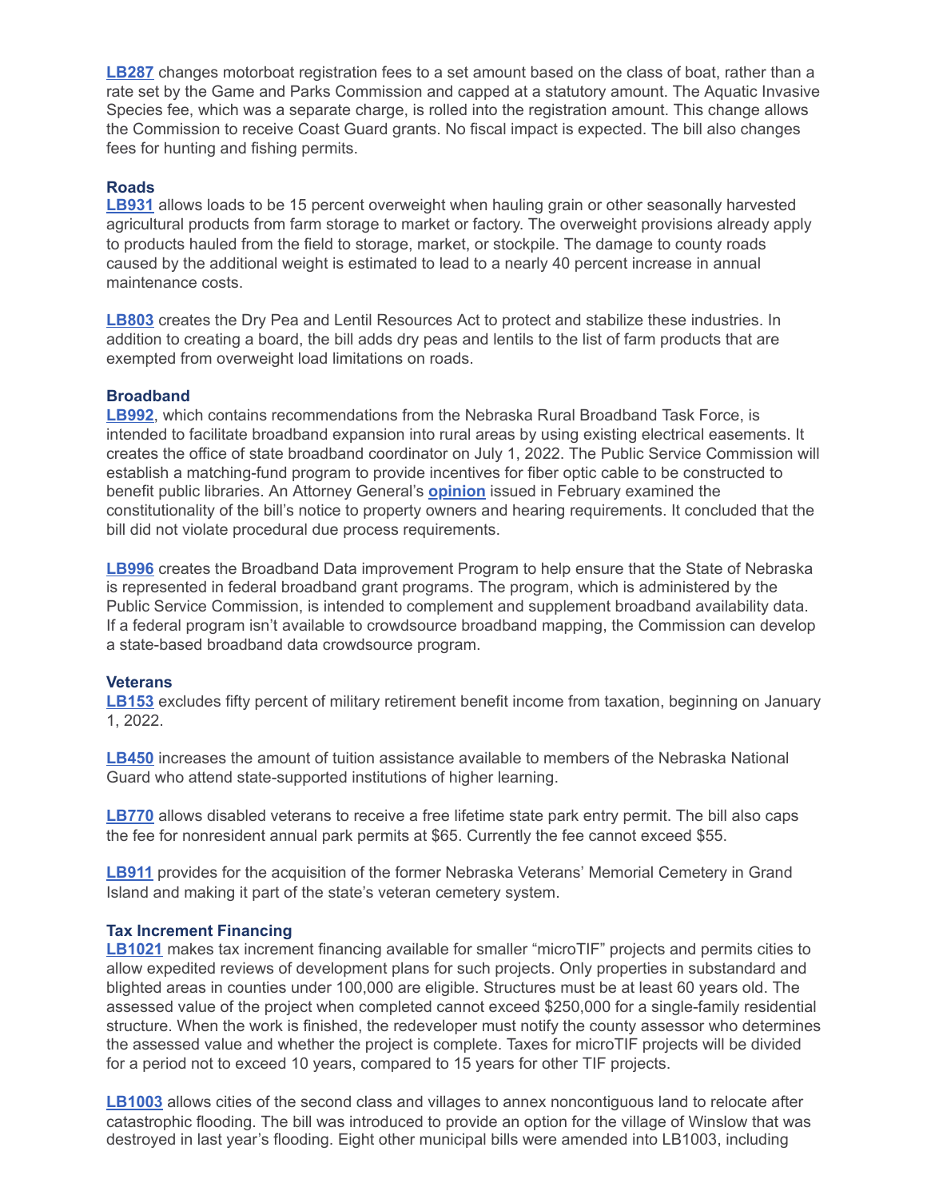**LB287** changes motorboat registration fees to a set amount based on the class of boat, rather than a rate set by the Game and Parks Commission and capped at a statutory amount. The Aquatic Invasive Species fee, which was a separate charge, is rolled into the registration amount. This change allows the Commission to receive Coast Guard grants. No fiscal impact is expected. The bill also changes fees for hunting and fishing permits.

### Roads

**LB931** allows loads to be 15 percent overweight when hauling grain or other seasonally harvested agricultural products from farm storage to market or factory. The overweight provisions already apply to products hauled from the field to storage, market, or stockpile. The damage to county roads caused by the additional weight is estimated to lead to a nearly 40 percent increase in annual maintenance costs.

**LB803** creates the Dry Pea and Lentil Resources Act to protect and stabilize these industries. In addition to creating a board, the bill adds dry peas and lentils to the list of farm products that are exempted from overweight load limitations on roads.

### Broadband

**LB992**, which contains recommendations from the Nebraska Rural Broadband Task Force, is intended to facilitate broadband expansion into rural areas by using existing electrical easements. It creates the office of state broadband coordinator on July 1, 2022. The Public Service Commission will establish a matching-fund program to provide incentives for fiber optic cable to be constructed to benefit public libraries. An Attorney General's **opinion** issued in February examined the constitutionality of the bill's notice to property owners and hearing requirements. It concluded that the bill did not violate procedural due process requirements.

**LB996** creates the Broadband Data improvement Program to help ensure that the State of Nebraska is represented in federal broadband grant programs. The program, which is administered by the Public Service Commission, is intended to complement and supplement broadband availability data. If a federal program isn't available to crowdsource broadband mapping, the Commission can develop a state-based broadband data crowdsource program.

### Veterans

**LB153** excludes fifty percent of military retirement benefit income from taxation, beginning on January 1, 2022.

**LB450** increases the amount of tuition assistance available to members of the Nebraska National Guard who attend state-supported institutions of higher learning.

**LB770** allows disabled veterans to receive a free lifetime state park entry permit. The bill also caps the fee for nonresident annual park permits at $65. Currently the fee cannot exceed $55.

**LB911** provides for the acquisition of the former Nebraska Veterans' Memorial Cemetery in Grand Island and making it part of the state's veteran cemetery system.

### Tax Increment Financing

**LB1021** makes tax increment financing available for smaller "microTIF" projects and permits cities to allow expedited reviews of development plans for such projects. Only properties in substandard and blighted areas in counties under 100,000 are eligible. Structures must be at least 60 years old. The assessed value of the project when completed cannot exceed $250,000 for a single-family residential structure. When the work is finished, the redeveloper must notify the county assessor who determines the assessed value and whether the project is complete. Taxes for microTIF projects will be divided for a period not to exceed 10 years, compared to 15 years for other TIF projects.

**LB1003** allows cities of the second class and villages to annex noncontiguous land to relocate after catastrophic flooding. The bill was introduced to provide an option for the village of Winslow that was destroyed in last year's flooding. Eight other municipal bills were amended into LB1003, including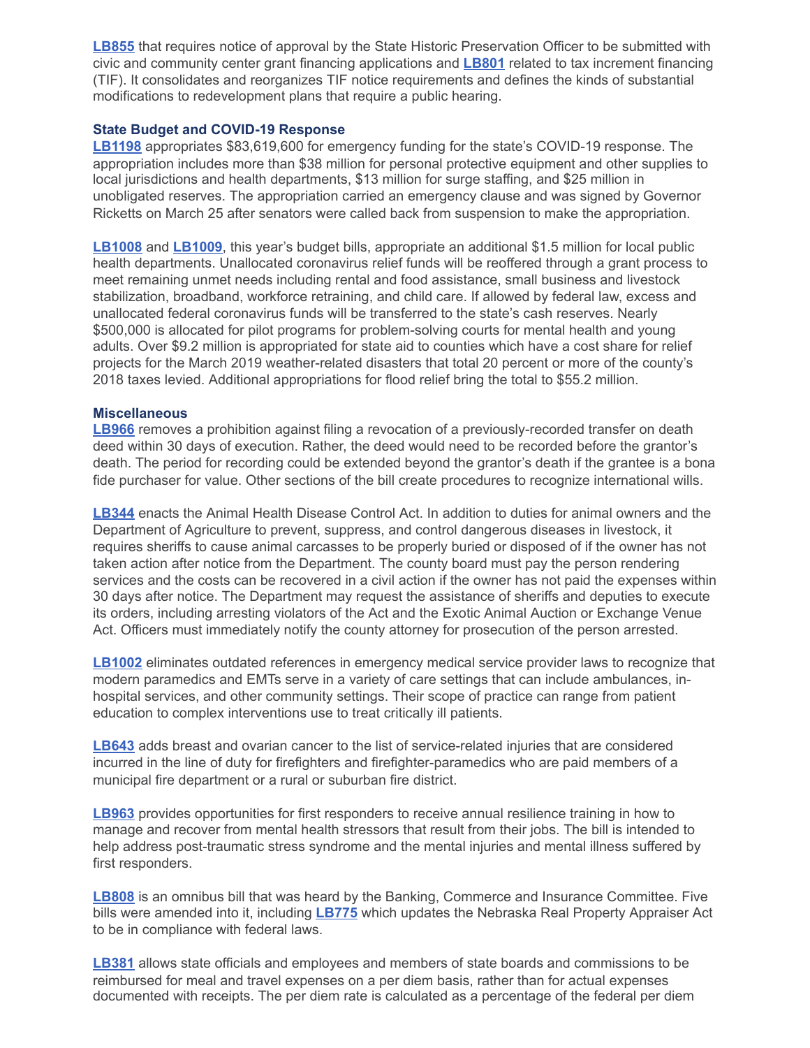**LB855** that requires notice of approval by the State Historic Preservation Officer to be submitted with civic and community center grant financing applications and **LB801** related to tax increment financing (TIF). It consolidates and reorganizes TIF notice requirements and defines the kinds of substantial modifications to redevelopment plans that require a public hearing.

### State Budget and COVID-19 Response

**LB1198** appropriates $83,619,600 for emergency funding for the state's COVID-19 response. The appropriation includes more than $38 million for personal protective equipment and other supplies to local jurisdictions and health departments, $13 million for surge staffing, and $25 million in unobligated reserves. The appropriation carried an emergency clause and was signed by Governor Ricketts on March 25 after senators were called back from suspension to make the appropriation.

**LB1008** and **LB1009**, this year's budget bills, appropriate an additional $1.5 million for local public health departments. Unallocated coronavirus relief funds will be reoffered through a grant process to meet remaining unmet needs including rental and food assistance, small business and livestock stabilization, broadband, workforce retraining, and child care. If allowed by federal law, excess and unallocated federal coronavirus funds will be transferred to the state's cash reserves. Nearly $500,000 is allocated for pilot programs for problem-solving courts for mental health and young adults. Over $9.2 million is appropriated for state aid to counties which have a cost share for relief projects for the March 2019 weather-related disasters that total 20 percent or more of the county's 2018 taxes levied. Additional appropriations for flood relief bring the total to $55.2 million.

### Miscellaneous

**LB966** removes a prohibition against filing a revocation of a previously-recorded transfer on death deed within 30 days of execution. Rather, the deed would need to be recorded before the grantor's death. The period for recording could be extended beyond the grantor's death if the grantee is a bona fide purchaser for value. Other sections of the bill create procedures to recognize international wills.

**LB344** enacts the Animal Health Disease Control Act. In addition to duties for animal owners and the Department of Agriculture to prevent, suppress, and control dangerous diseases in livestock, it requires sheriffs to cause animal carcasses to be properly buried or disposed of if the owner has not taken action after notice from the Department. The county board must pay the person rendering services and the costs can be recovered in a civil action if the owner has not paid the expenses within 30 days after notice. The Department may request the assistance of sheriffs and deputies to execute its orders, including arresting violators of the Act and the Exotic Animal Auction or Exchange Venue Act. Officers must immediately notify the county attorney for prosecution of the person arrested.

**LB1002** eliminates outdated references in emergency medical service provider laws to recognize that modern paramedics and EMTs serve in a variety of care settings that can include ambulances, in-hospital services, and other community settings. Their scope of practice can range from patient education to complex interventions use to treat critically ill patients.

**LB643** adds breast and ovarian cancer to the list of service-related injuries that are considered incurred in the line of duty for firefighters and firefighter-paramedics who are paid members of a municipal fire department or a rural or suburban fire district.

**LB963** provides opportunities for first responders to receive annual resilience training in how to manage and recover from mental health stressors that result from their jobs. The bill is intended to help address post-traumatic stress syndrome and the mental injuries and mental illness suffered by first responders.

**LB808** is an omnibus bill that was heard by the Banking, Commerce and Insurance Committee. Five bills were amended into it, including **LB775** which updates the Nebraska Real Property Appraiser Act to be in compliance with federal laws.

**LB381** allows state officials and employees and members of state boards and commissions to be reimbursed for meal and travel expenses on a per diem basis, rather than for actual expenses documented with receipts. The per diem rate is calculated as a percentage of the federal per diem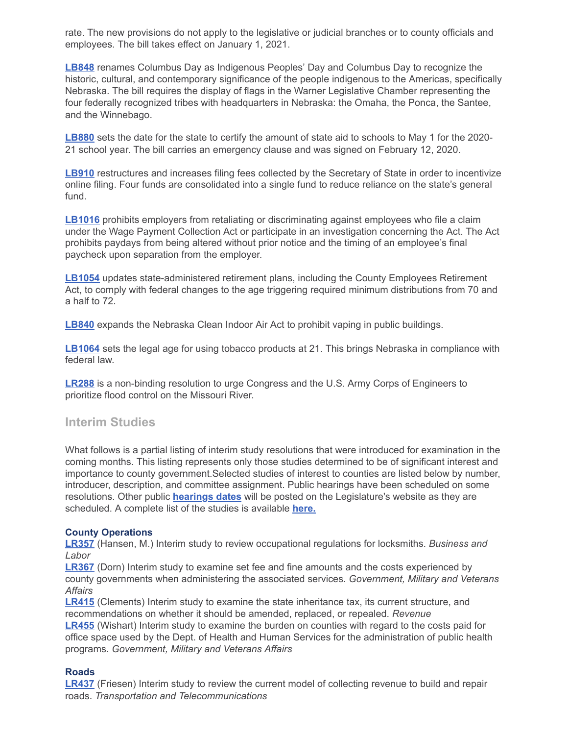rate. The new provisions do not apply to the legislative or judicial branches or to county officials and employees. The bill takes effect on January 1, 2021.

**LB848** renames Columbus Day as Indigenous Peoples' Day and Columbus Day to recognize the historic, cultural, and contemporary significance of the people indigenous to the Americas, specifically Nebraska. The bill requires the display of flags in the Warner Legislative Chamber representing the four federally recognized tribes with headquarters in Nebraska: the Omaha, the Ponca, the Santee, and the Winnebago.

**LB880** sets the date for the state to certify the amount of state aid to schools to May 1 for the 2020-21 school year. The bill carries an emergency clause and was signed on February 12, 2020.

**LB910** restructures and increases filing fees collected by the Secretary of State in order to incentivize online filing. Four funds are consolidated into a single fund to reduce reliance on the state's general fund.

**LB1016** prohibits employers from retaliating or discriminating against employees who file a claim under the Wage Payment Collection Act or participate in an investigation concerning the Act. The Act prohibits paydays from being altered without prior notice and the timing of an employee's final paycheck upon separation from the employer.

**LB1054** updates state-administered retirement plans, including the County Employees Retirement Act, to comply with federal changes to the age triggering required minimum distributions from 70 and a half to 72.

**LB840** expands the Nebraska Clean Indoor Air Act to prohibit vaping in public buildings.

**LB1064** sets the legal age for using tobacco products at 21. This brings Nebraska in compliance with federal law.

**LR288** is a non-binding resolution to urge Congress and the U.S. Army Corps of Engineers to prioritize flood control on the Missouri River.

## Interim Studies

What follows is a partial listing of interim study resolutions that were introduced for examination in the coming months. This listing represents only those studies determined to be of significant interest and importance to county government.Selected studies of interest to counties are listed below by number, introducer, description, and committee assignment. Public hearings have been scheduled on some resolutions. Other public **hearings dates** will be posted on the Legislature's website as they are scheduled. A complete list of the studies is available **here.**

### County Operations

**LR357** (Hansen, M.) Interim study to review occupational regulations for locksmiths. *Business and Labor*
**LR367** (Dorn) Interim study to examine set fee and fine amounts and the costs experienced by county governments when administering the associated services. *Government, Military and Veterans Affairs*
**LR415** (Clements) Interim study to examine the state inheritance tax, its current structure, and recommendations on whether it should be amended, replaced, or repealed. *Revenue*
**LR455** (Wishart) Interim study to examine the burden on counties with regard to the costs paid for office space used by the Dept. of Health and Human Services for the administration of public health programs. *Government, Military and Veterans Affairs*

### Roads

**LR437** (Friesen) Interim study to review the current model of collecting revenue to build and repair roads. *Transportation and Telecommunications*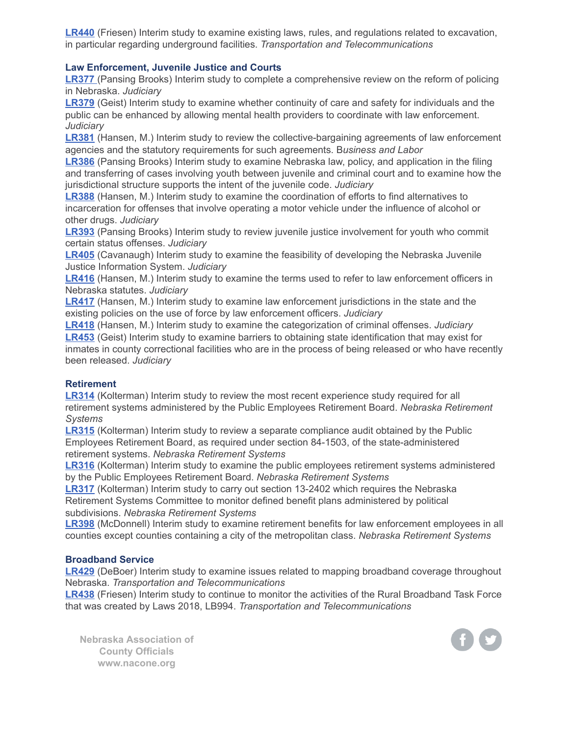**LR440** (Friesen) Interim study to examine existing laws, rules, and regulations related to excavation, in particular regarding underground facilities. *Transportation and Telecommunications*

### Law Enforcement, Juvenile Justice and Courts

**LR377** (Pansing Brooks) Interim study to complete a comprehensive review on the reform of policing in Nebraska. *Judiciary*

**LR379** (Geist) Interim study to examine whether continuity of care and safety for individuals and the public can be enhanced by allowing mental health providers to coordinate with law enforcement. *Judiciary*

**LR381** (Hansen, M.) Interim study to review the collective-bargaining agreements of law enforcement agencies and the statutory requirements for such agreements. B*usiness and Labor*

**LR386** (Pansing Brooks) Interim study to examine Nebraska law, policy, and application in the filing and transferring of cases involving youth between juvenile and criminal court and to examine how the jurisdictional structure supports the intent of the juvenile code. *Judiciary*

**LR388** (Hansen, M.) Interim study to examine the coordination of efforts to find alternatives to incarceration for offenses that involve operating a motor vehicle under the influence of alcohol or other drugs. *Judiciary*

**LR393** (Pansing Brooks) Interim study to review juvenile justice involvement for youth who commit certain status offenses. *Judiciary*

**LR405** (Cavanaugh) Interim study to examine the feasibility of developing the Nebraska Juvenile Justice Information System. *Judiciary*

**LR416** (Hansen, M.) Interim study to examine the terms used to refer to law enforcement officers in Nebraska statutes. *Judiciary*

**LR417** (Hansen, M.) Interim study to examine law enforcement jurisdictions in the state and the existing policies on the use of force by law enforcement officers. *Judiciary*

**LR418** (Hansen, M.) Interim study to examine the categorization of criminal offenses. *Judiciary*

**LR453** (Geist) Interim study to examine barriers to obtaining state identification that may exist for inmates in county correctional facilities who are in the process of being released or who have recently been released. *Judiciary*

### Retirement

**LR314** (Kolterman) Interim study to review the most recent experience study required for all retirement systems administered by the Public Employees Retirement Board. *Nebraska Retirement Systems*

**LR315** (Kolterman) Interim study to review a separate compliance audit obtained by the Public Employees Retirement Board, as required under section 84-1503, of the state-administered retirement systems. *Nebraska Retirement Systems*

**LR316** (Kolterman) Interim study to examine the public employees retirement systems administered by the Public Employees Retirement Board. *Nebraska Retirement Systems*

**LR317** (Kolterman) Interim study to carry out section 13-2402 which requires the Nebraska Retirement Systems Committee to monitor defined benefit plans administered by political subdivisions. *Nebraska Retirement Systems*

**LR398** (McDonnell) Interim study to examine retirement benefits for law enforcement employees in all counties except counties containing a city of the metropolitan class. *Nebraska Retirement Systems*

### Broadband Service

**LR429** (DeBoer) Interim study to examine issues related to mapping broadband coverage throughout Nebraska. *Transportation and Telecommunications*

**LR438** (Friesen) Interim study to continue to monitor the activities of the Rural Broadband Task Force that was created by Laws 2018, LB994. *Transportation and Telecommunications*

**Nebraska Association of County Officials**
**www.nacone.org**